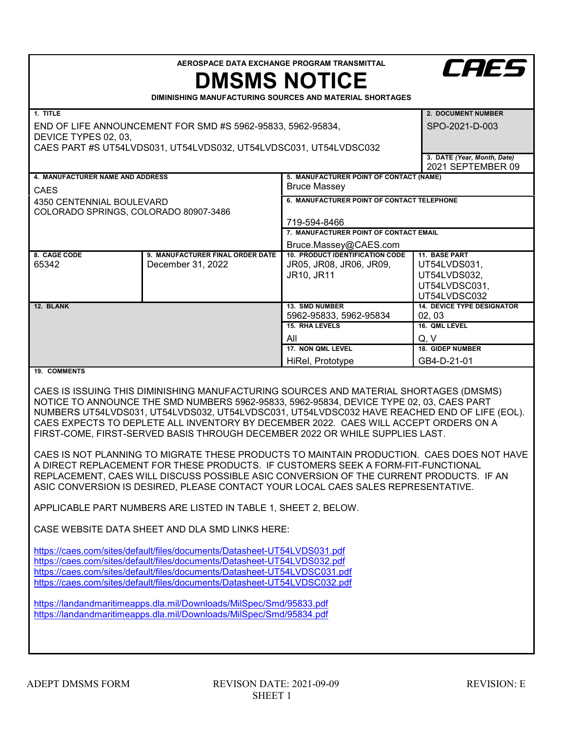AEROSPACE DATA EXCHANGE PROGRAM TRANSMITTAL

# DMSMS NOTICE

**DIMINISHING MANUFACTURING SOURCES AND MATERIAL SHORTAGES**

CAES

| **1. TITLE** | | **2. DOCUMENT NUMBER** |
|---|---|---|
| END OF LIFE ANNOUNCEMENT FOR SMD #S 5962-95833, 5962-95834, DEVICE TYPES 02, 03, CAES PART #S UT54LVDS031, UT54LVDS032, UT54LVDSC031, UT54LVDSC032 | | SPO-2021-D-003 |
| | | **3. DATE** *(Year, Month, Date)* 2021 SEPTEMBER 09 |

| **4. MANUFACTURER NAME AND ADDRESS** | **5. MANUFACTURER POINT OF CONTACT (NAME)** |
|---|---|
| CAES<br>4350 CENTENNIAL BOULEVARD<br>COLORADO SPRINGS, COLORADO 80907-3486 | Bruce Massey |
| | **6. MANUFACTURER POINT OF CONTACT TELEPHONE**<br>719-594-8466 |
| | **7. MANUFACTURER POINT OF CONTACT EMAIL**<br>Bruce.Massey@CAES.com |

| **8. CAGE CODE** | **9. MANUFACTURER FINAL ORDER DATE** | **10. PRODUCT IDENTIFICATION CODE** | **11. BASE PART** |
|---|---|---|---|
| 65342 | December 31, 2022 | JR05, JR08, JR06, JR09, JR10, JR11 | UT54LVDS031, UT54LVDS032, UT54LVDSC031, UT54LVDSC032 |
| **12. BLANK** | | **13. SMD NUMBER**<br>5962-95833, 5962-95834 | **14. DEVICE TYPE DESIGNATOR**<br>02, 03 |
| | | **15. RHA LEVELS**<br>All | **16. QML LEVEL**<br>Q, V |
| | | **17. NON QML LEVEL**<br>HiRel, Prototype | **18. GIDEP NUMBER**<br>GB4-D-21-01 |

**19. COMMENTS**

CAES IS ISSUING THIS DIMINISHING MANUFACTURING SOURCES AND MATERIAL SHORTAGES (DMSMS) NOTICE TO ANNOUNCE THE SMD NUMBERS 5962-95833, 5962-95834, DEVICE TYPE 02, 03, CAES PART NUMBERS UT54LVDS031, UT54LVDS032, UT54LVDSC031, UT54LVDSC032 HAVE REACHED END OF LIFE (EOL). CAES EXPECTS TO DEPLETE ALL INVENTORY BY DECEMBER 2022. CAES WILL ACCEPT ORDERS ON A FIRST-COME, FIRST-SERVED BASIS THROUGH DECEMBER 2022 OR WHILE SUPPLIES LAST.

CAES IS NOT PLANNING TO MIGRATE THESE PRODUCTS TO MAINTAIN PRODUCTION. CAES DOES NOT HAVE A DIRECT REPLACEMENT FOR THESE PRODUCTS. IF CUSTOMERS SEEK A FORM-FIT-FUNCTIONAL REPLACEMENT, CAES WILL DISCUSS POSSIBLE ASIC CONVERSION OF THE CURRENT PRODUCTS. IF AN ASIC CONVERSION IS DESIRED, PLEASE CONTACT YOUR LOCAL CAES SALES REPRESENTATIVE.

APPLICABLE PART NUMBERS ARE LISTED IN TABLE 1, SHEET 2, BELOW.

CASE WEBSITE DATA SHEET AND DLA SMD LINKS HERE:

https://caes.com/sites/default/files/documents/Datasheet-UT54LVDS031.pdf
https://caes.com/sites/default/files/documents/Datasheet-UT54LVDS032.pdf
https://caes.com/sites/default/files/documents/Datasheet-UT54LVDSC031.pdf
https://caes.com/sites/default/files/documents/Datasheet-UT54LVDSC032.pdf

https://landandmaritimeapps.dla.mil/Downloads/MilSpec/Smd/95833.pdf
https://landandmaritimeapps.dla.mil/Downloads/MilSpec/Smd/95834.pdf

ADEPT DMSMS FORM — REVISON DATE: 2021-09-09 — REVISION: E

SHEET 1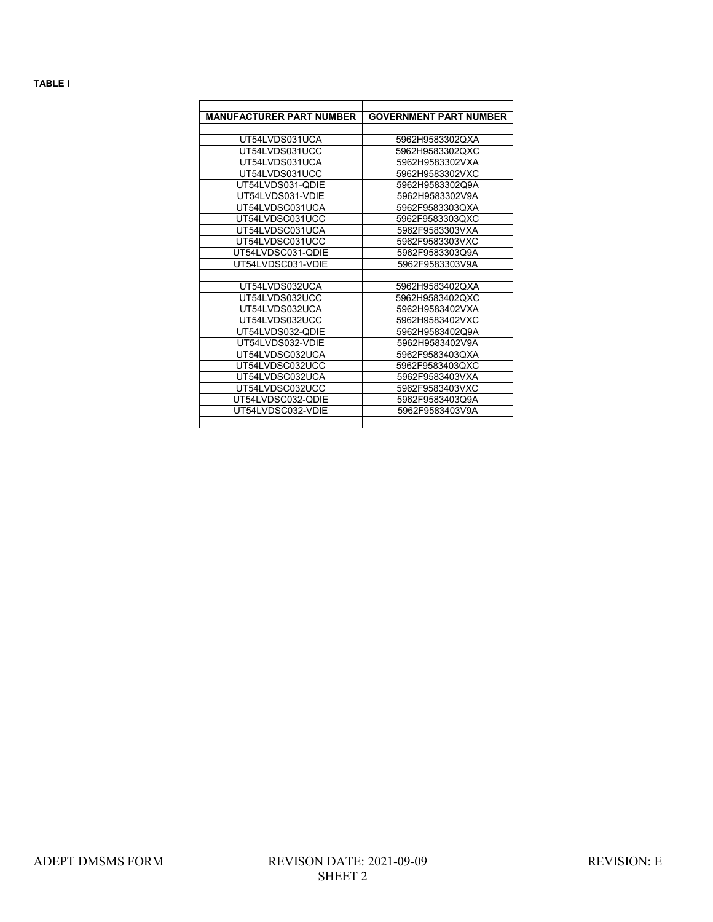**TABLE I**

| MANUFACTURER PART NUMBER | GOVERNMENT PART NUMBER |
|---|---|
| | |
| UT54LVDS031UCA | 5962H9583302QXA |
| UT54LVDS031UCC | 5962H9583302QXC |
| UT54LVDS031UCA | 5962H9583302VXA |
| UT54LVDS031UCC | 5962H9583302VXC |
| UT54LVDS031-QDIE | 5962H9583302Q9A |
| UT54LVDS031-VDIE | 5962H9583302V9A |
| UT54LVDSC031UCA | 5962F9583303QXA |
| UT54LVDSC031UCC | 5962F9583303QXC |
| UT54LVDSC031UCA | 5962F9583303VXA |
| UT54LVDSC031UCC | 5962F9583303VXC |
| UT54LVDSC031-QDIE | 5962F9583303Q9A |
| UT54LVDSC031-VDIE | 5962F9583303V9A |
| | |
| UT54LVDS032UCA | 5962H9583402QXA |
| UT54LVDS032UCC | 5962H9583402QXC |
| UT54LVDS032UCA | 5962H9583402VXA |
| UT54LVDS032UCC | 5962H9583402VXC |
| UT54LVDS032-QDIE | 5962H9583402Q9A |
| UT54LVDS032-VDIE | 5962H9583402V9A |
| UT54LVDSC032UCA | 5962F9583403QXA |
| UT54LVDSC032UCC | 5962F9583403QXC |
| UT54LVDSC032UCA | 5962F9583403VXA |
| UT54LVDSC032UCC | 5962F9583403VXC |
| UT54LVDSC032-QDIE | 5962F9583403Q9A |
| UT54LVDSC032-VDIE | 5962F9583403V9A |
| | |

ADEPT DMSMS FORM REVISON DATE: 2021-09-09 REVISION: E